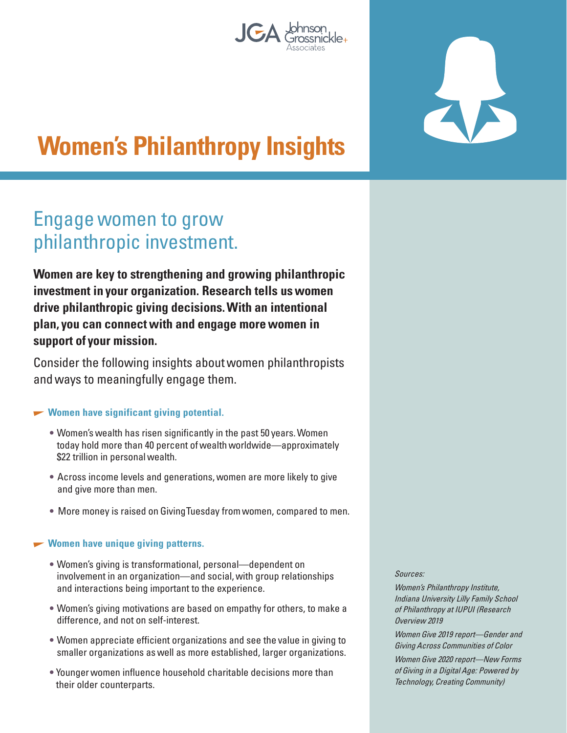# Women's Philanthropy Insights

## Engage women to grow philanthropic investment.

**Women are key to strengthening and growing philanthropic investment in your organization. Research tells us women drive philanthropic giving decisions. With an intentional plan, you can connect with and engage more women in support of your mission.**

Consider the following insights about women philanthropists and ways to meaningfully engage them.

### Women have significant giving potential.

- Women's wealth has risen significantly in the past 50 years. Women today hold more than 40 percent of wealth worldwide—approximately $22 trillion in personal wealth.
- Across income levels and generations, women are more likely to give and give more than men.
- More money is raised on GivingTuesday from women, compared to men.

### Women have unique giving patterns.

- Women's giving is transformational, personal—dependent on involvement in an organization—and social, with group relationships and interactions being important to the experience.
- Women's giving motivations are based on empathy for others, to make a difference, and not on self-interest.
- Women appreciate efficient organizations and see the value in giving to smaller organizations as well as more established, larger organizations.
- Younger women influence household charitable decisions more than their older counterparts.

*Sources:*

*Women's Philanthropy Institute, Indiana University Lilly Family School of Philanthropy at IUPUI (Research Overview 2019*

*Women Give 2019 report—Gender and Giving Across Communities of Color*

*Women Give 2020 report—New Forms of Giving in a Digital Age: Powered by Technology, Creating Community)*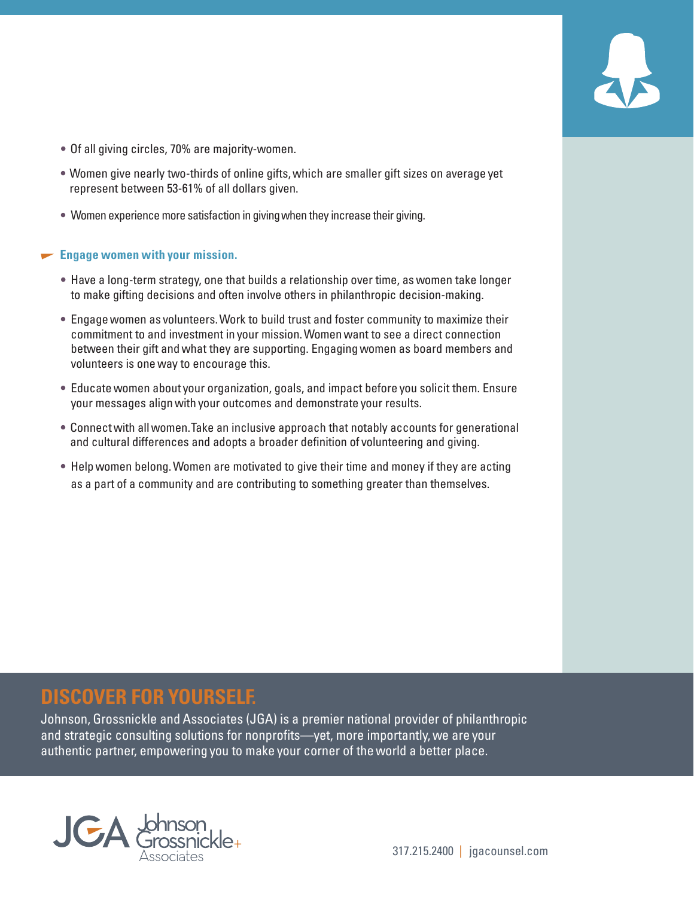- Of all giving circles, 70% are majority-women.
- Women give nearly two-thirds of online gifts, which are smaller gift sizes on average yet represent between 53-61% of all dollars given.
- Women experience more satisfaction in giving when they increase their giving.

### Engage women with your mission.

- Have a long-term strategy, one that builds a relationship over time, as women take longer to make gifting decisions and often involve others in philanthropic decision-making.
- Engage women as volunteers. Work to build trust and foster community to maximize their commitment to and investment in your mission. Women want to see a direct connection between their gift and what they are supporting. Engaging women as board members and volunteers is one way to encourage this.
- Educate women about your organization, goals, and impact before you solicit them. Ensure your messages align with your outcomes and demonstrate your results.
- Connect with all women. Take an inclusive approach that notably accounts for generational and cultural differences and adopts a broader definition of volunteering and giving.
- Help women belong. Women are motivated to give their time and money if they are acting as a part of a community and are contributing to something greater than themselves.

## DISCOVER FOR YOURSELF.

Johnson, Grossnickle and Associates (JGA) is a premier national provider of philanthropic and strategic consulting solutions for nonprofits—yet, more importantly, we are your authentic partner, empowering you to make your corner of the world a better place.

JGA Johnson Grossnickle+ Associates

317.215.2400 | jgacounsel.com